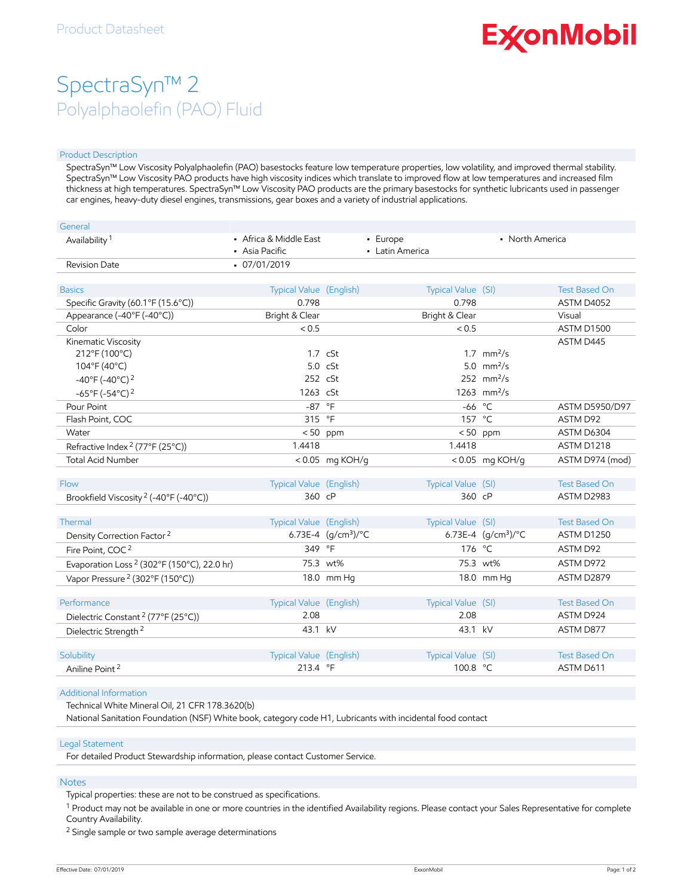Product Datasheet

# SpectraSyn™ 2

## Polyalphaolefin (PAO) Fluid

### Product Description

SpectraSyn™ Low Viscosity Polyalphaolefin (PAO) basestocks feature low temperature properties, low volatility, and improved thermal stability. SpectraSyn™ Low Viscosity PAO products have high viscosity indices which translate to improved flow at low temperatures and increased film thickness at high temperatures. SpectraSyn™ Low Viscosity PAO products are the primary basestocks for synthetic lubricants used in passenger car engines, heavy-duty diesel engines, transmissions, gear boxes and a variety of industrial applications.

| General | | | |
|---|---|---|---|
| Availability [1] | • Africa & Middle East<br>• Asia Pacific | • Europe<br>• Latin America | • North America |
| Revision Date | • 07/01/2019 | | |

| Basics | Typical Value (English) | | Typical Value (SI) | | Test Based On |
|---|---|---|---|---|---|
| Specific Gravity (60.1°F (15.6°C)) | 0.798 | | 0.798 | | ASTM D4052 |
| Appearance (-40°F (-40°C)) | Bright & Clear | | Bright & Clear | | Visual |
| Color | < 0.5 | | < 0.5 | | ASTM D1500 |
| Kinematic Viscosity | | | | | ASTM D445 |
| 212°F (100°C) | 1.7 | cSt | 1.7 | $mm^2/s$ | |
| 104°F (40°C) | 5.0 | cSt | 5.0 | $mm^2/s$ | |
| -40°F (-40°C) [2] | 252 | cSt | 252 | $mm^2/s$ | |
| -65°F (-54°C) [2] | 1263 | cSt | 1263 | $mm^2/s$ | |
| Pour Point | -87 | °F | -66 | °C | ASTM D5950/D97 |
| Flash Point, COC | 315 | °F | 157 | °C | ASTM D92 |
| Water | < 50 | ppm | < 50 | ppm | ASTM D6304 |
| Refractive Index [2] (77°F (25°C)) | 1.4418 | | 1.4418 | | ASTM D1218 |
| Total Acid Number | < 0.05 | mg KOH/g | < 0.05 | mg KOH/g | ASTM D974 (mod) |

| Flow | Typical Value (English) | | Typical Value (SI) | | Test Based On |
|---|---|---|---|---|---|
| Brookfield Viscosity [2] (-40°F (-40°C)) | 360 | cP | 360 | cP | ASTM D2983 |

| Thermal | Typical Value (English) | | Typical Value (SI) | | Test Based On |
|---|---|---|---|---|---|
| Density Correction Factor [2] | 6.73E-4 | $(g/cm^3)/°C$ | 6.73E-4 | $(g/cm^3)/°C$ | ASTM D1250 |
| Fire Point, COC [2] | 349 | °F | 176 | °C | ASTM D92 |
| Evaporation Loss [2] (302°F (150°C), 22.0 hr) | 75.3 | wt% | 75.3 | wt% | ASTM D972 |
| Vapor Pressure [2] (302°F (150°C)) | 18.0 | mm Hg | 18.0 | mm Hg | ASTM D2879 |

| Performance | Typical Value (English) | | Typical Value (SI) | | Test Based On |
|---|---|---|---|---|---|
| Dielectric Constant [2] (77°F (25°C)) | 2.08 | | 2.08 | | ASTM D924 |
| Dielectric Strength [2] | 43.1 | kV | 43.1 | kV | ASTM D877 |

| Solubility | Typical Value (English) | | Typical Value (SI) | | Test Based On |
|---|---|---|---|---|---|
| Aniline Point [2] | 213.4 | °F | 100.8 | °C | ASTM D611 |

### Additional Information

Technical White Mineral Oil, 21 CFR 178.3620(b)

National Sanitation Foundation (NSF) White book, category code H1, Lubricants with incidental food contact

### Legal Statement

For detailed Product Stewardship information, please contact Customer Service.

### Notes

Typical properties: these are not to be construed as specifications.

[1] Product may not be available in one or more countries in the identified Availability regions. Please contact your Sales Representative for complete Country Availability.

[2] Single sample or two sample average determinations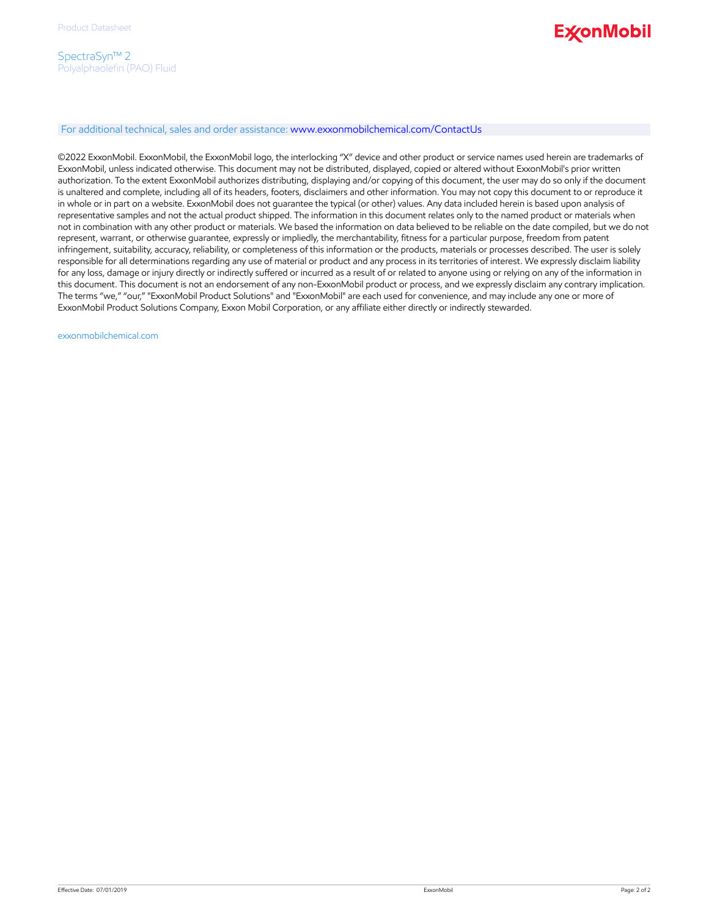For additional technical, sales and order assistance: www.exxonmobilchemical.com/ContactUs

©2022 ExxonMobil. ExxonMobil, the ExxonMobil logo, the interlocking "X" device and other product or service names used herein are trademarks of ExxonMobil, unless indicated otherwise. This document may not be distributed, displayed, copied or altered without ExxonMobil's prior written authorization. To the extent ExxonMobil authorizes distributing, displaying and/or copying of this document, the user may do so only if the document is unaltered and complete, including all of its headers, footers, disclaimers and other information. You may not copy this document to or reproduce it in whole or in part on a website. ExxonMobil does not guarantee the typical (or other) values. Any data included herein is based upon analysis of representative samples and not the actual product shipped. The information in this document relates only to the named product or materials when not in combination with any other product or materials. We based the information on data believed to be reliable on the date compiled, but we do not represent, warrant, or otherwise guarantee, expressly or impliedly, the merchantability, fitness for a particular purpose, freedom from patent infringement, suitability, accuracy, reliability, or completeness of this information or the products, materials or processes described. The user is solely responsible for all determinations regarding any use of material or product and any process in its territories of interest. We expressly disclaim liability for any loss, damage or injury directly or indirectly suffered or incurred as a result of or related to anyone using or relying on any of the information in this document. This document is not an endorsement of any non-ExxonMobil product or process, and we expressly disclaim any contrary implication. The terms "we," "our," "ExxonMobil Product Solutions" and "ExxonMobil" are each used for convenience, and may include any one or more of ExxonMobil Product Solutions Company, Exxon Mobil Corporation, or any affiliate either directly or indirectly stewarded.

exxonmobilchemical.com

Effective Date: 07/01/2019